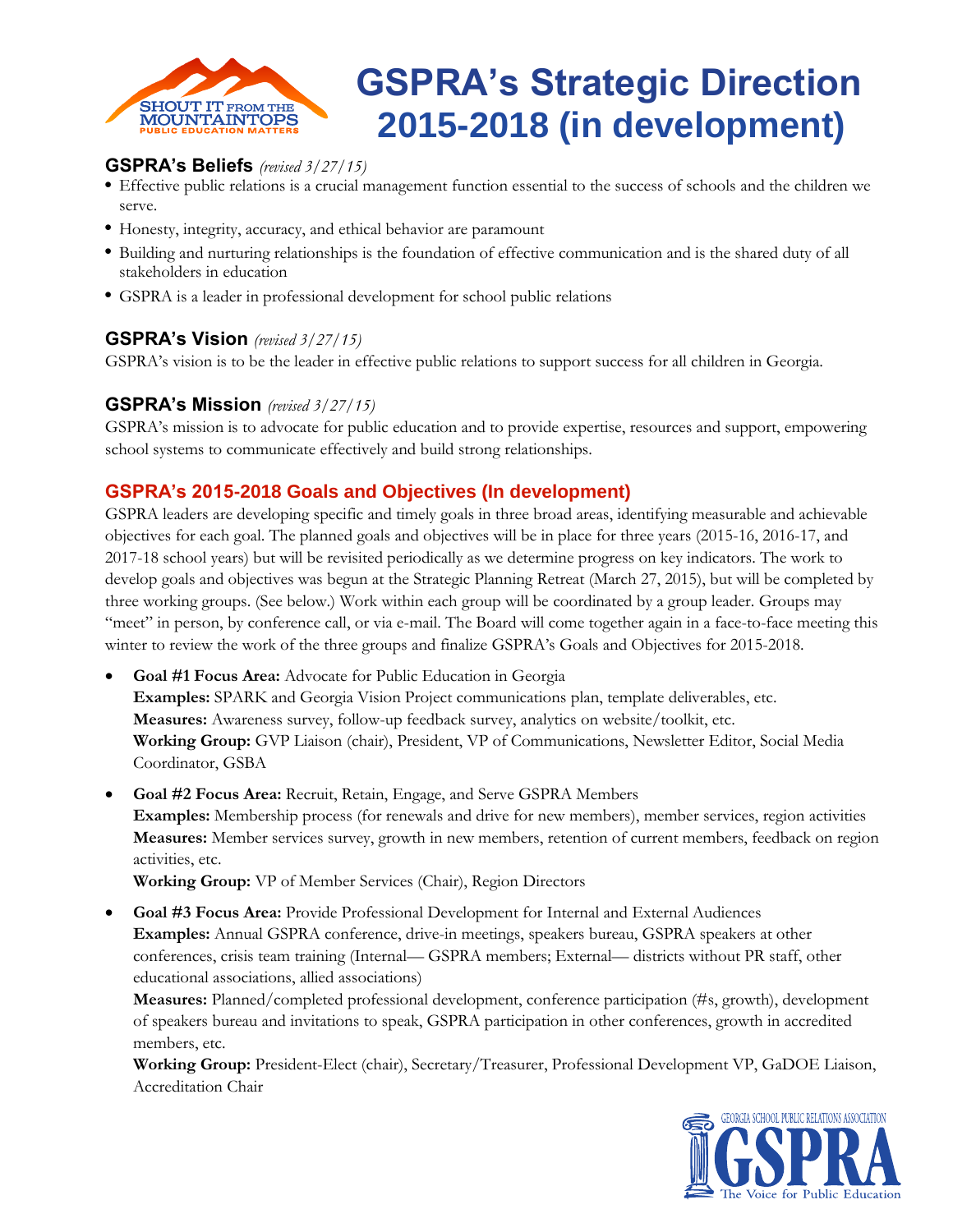# GSPRA's Strategic Direction 2015-2018 (in development)

## GSPRA's Beliefs *(revised 3/27/15)*

- Effective public relations is a crucial management function essential to the success of schools and the children we serve.
- Honesty, integrity, accuracy, and ethical behavior are paramount
- Building and nurturing relationships is the foundation of effective communication and is the shared duty of all stakeholders in education
- GSPRA is a leader in professional development for school public relations

## GSPRA's Vision *(revised 3/27/15)*

GSPRA's vision is to be the leader in effective public relations to support success for all children in Georgia.

## GSPRA's Mission *(revised 3/27/15)*

GSPRA's mission is to advocate for public education and to provide expertise, resources and support, empowering school systems to communicate effectively and build strong relationships.

## GSPRA's 2015-2018 Goals and Objectives (In development)

GSPRA leaders are developing specific and timely goals in three broad areas, identifying measurable and achievable objectives for each goal. The planned goals and objectives will be in place for three years (2015-16, 2016-17, and 2017-18 school years) but will be revisited periodically as we determine progress on key indicators. The work to develop goals and objectives was begun at the Strategic Planning Retreat (March 27, 2015), but will be completed by three working groups. (See below.) Work within each group will be coordinated by a group leader. Groups may "meet" in person, by conference call, or via e-mail. The Board will come together again in a face-to-face meeting this winter to review the work of the three groups and finalize GSPRA's Goals and Objectives for 2015-2018.

- **Goal #1 Focus Area:** Advocate for Public Education in Georgia
  **Examples:** SPARK and Georgia Vision Project communications plan, template deliverables, etc.
  **Measures:** Awareness survey, follow-up feedback survey, analytics on website/toolkit, etc.
  **Working Group:** GVP Liaison (chair), President, VP of Communications, Newsletter Editor, Social Media Coordinator, GSBA

- **Goal #2 Focus Area:** Recruit, Retain, Engage, and Serve GSPRA Members
  **Examples:** Membership process (for renewals and drive for new members), member services, region activities
  **Measures:** Member services survey, growth in new members, retention of current members, feedback on region activities, etc.
  **Working Group:** VP of Member Services (Chair), Region Directors

- **Goal #3 Focus Area:** Provide Professional Development for Internal and External Audiences
  **Examples:** Annual GSPRA conference, drive-in meetings, speakers bureau, GSPRA speakers at other conferences, crisis team training (Internal— GSPRA members; External— districts without PR staff, other educational associations, allied associations)
  **Measures:** Planned/completed professional development, conference participation (#s, growth), development of speakers bureau and invitations to speak, GSPRA participation in other conferences, growth in accredited members, etc.
  **Working Group:** President-Elect (chair), Secretary/Treasurer, Professional Development VP, GaDOE Liaison, Accreditation Chair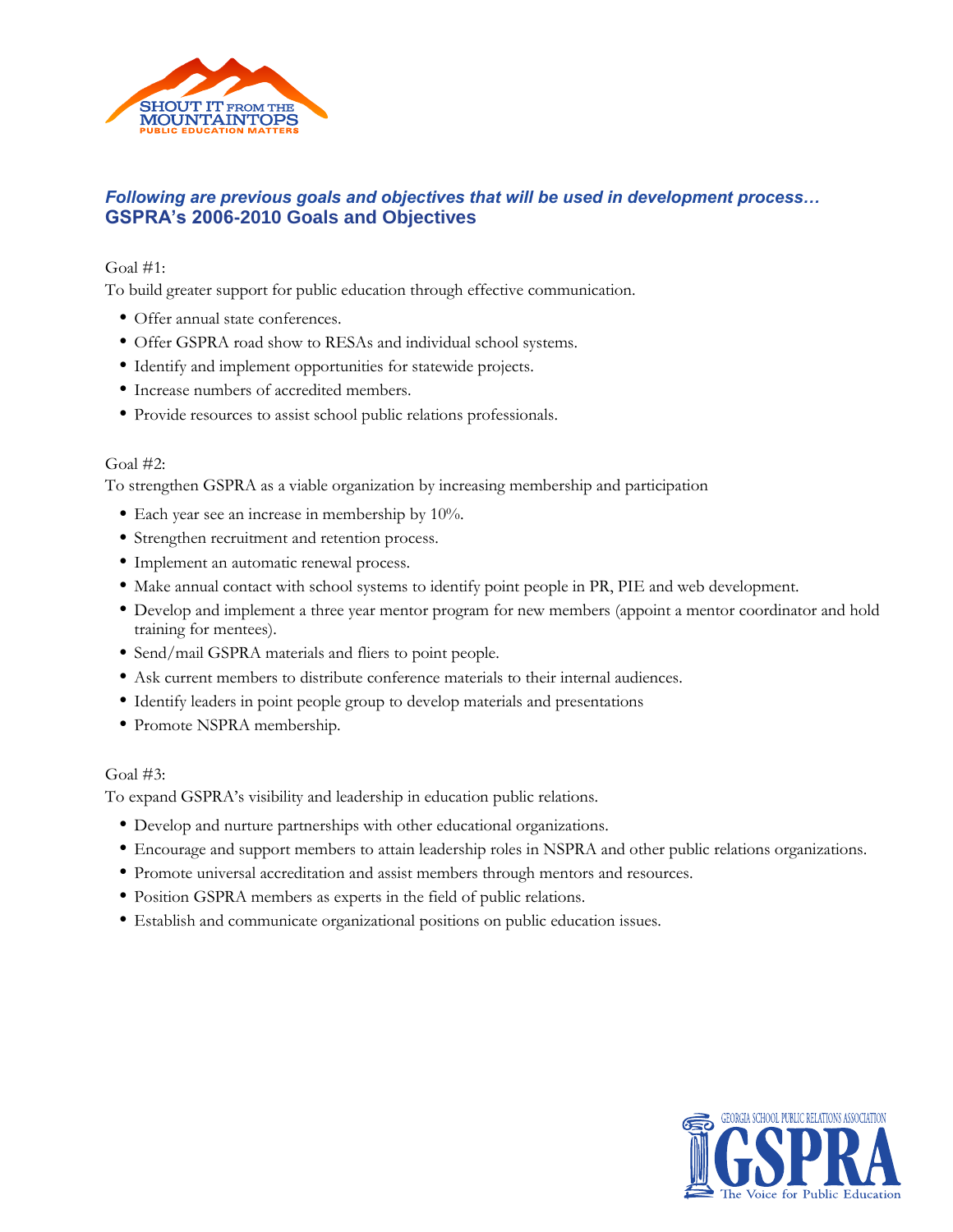*Following are previous goals and objectives that will be used in development process…*

## GSPRA's 2006-2010 Goals and Objectives

Goal #1:

To build greater support for public education through effective communication.

- Offer annual state conferences.
- Offer GSPRA road show to RESAs and individual school systems.
- Identify and implement opportunities for statewide projects.
- Increase numbers of accredited members.
- Provide resources to assist school public relations professionals.

Goal #2:

To strengthen GSPRA as a viable organization by increasing membership and participation

- Each year see an increase in membership by 10%.
- Strengthen recruitment and retention process.
- Implement an automatic renewal process.
- Make annual contact with school systems to identify point people in PR, PIE and web development.
- Develop and implement a three year mentor program for new members (appoint a mentor coordinator and hold training for mentees).
- Send/mail GSPRA materials and fliers to point people.
- Ask current members to distribute conference materials to their internal audiences.
- Identify leaders in point people group to develop materials and presentations
- Promote NSPRA membership.

Goal #3:

To expand GSPRA's visibility and leadership in education public relations.

- Develop and nurture partnerships with other educational organizations.
- Encourage and support members to attain leadership roles in NSPRA and other public relations organizations.
- Promote universal accreditation and assist members through mentors and resources.
- Position GSPRA members as experts in the field of public relations.
- Establish and communicate organizational positions on public education issues.